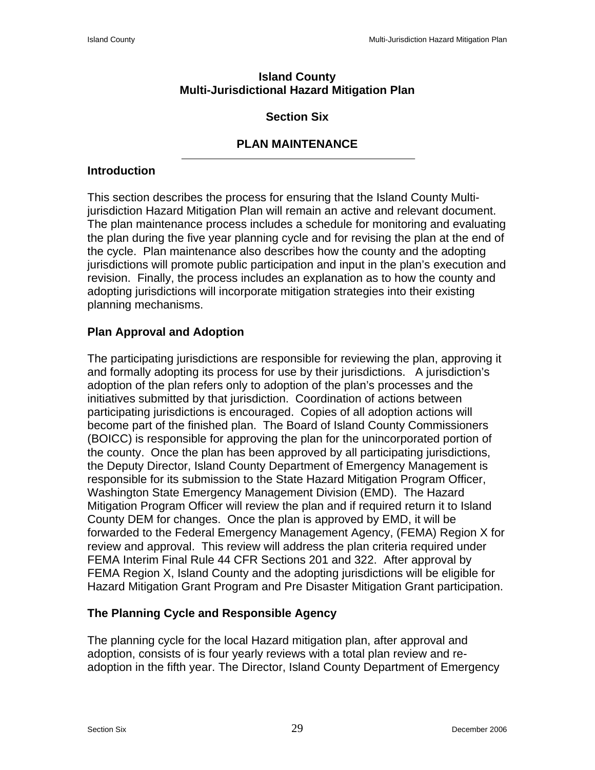# Island County
# Multi-Jurisdictional Hazard Mitigation Plan

## Section Six

## PLAN MAINTENANCE

### Introduction

This section describes the process for ensuring that the Island County Multi-jurisdiction Hazard Mitigation Plan will remain an active and relevant document. The plan maintenance process includes a schedule for monitoring and evaluating the plan during the five year planning cycle and for revising the plan at the end of the cycle. Plan maintenance also describes how the county and the adopting jurisdictions will promote public participation and input in the plan's execution and revision. Finally, the process includes an explanation as to how the county and adopting jurisdictions will incorporate mitigation strategies into their existing planning mechanisms.

### Plan Approval and Adoption

The participating jurisdictions are responsible for reviewing the plan, approving it and formally adopting its process for use by their jurisdictions. A jurisdiction's adoption of the plan refers only to adoption of the plan's processes and the initiatives submitted by that jurisdiction. Coordination of actions between participating jurisdictions is encouraged. Copies of all adoption actions will become part of the finished plan. The Board of Island County Commissioners (BOICC) is responsible for approving the plan for the unincorporated portion of the county. Once the plan has been approved by all participating jurisdictions, the Deputy Director, Island County Department of Emergency Management is responsible for its submission to the State Hazard Mitigation Program Officer, Washington State Emergency Management Division (EMD). The Hazard Mitigation Program Officer will review the plan and if required return it to Island County DEM for changes. Once the plan is approved by EMD, it will be forwarded to the Federal Emergency Management Agency, (FEMA) Region X for review and approval. This review will address the plan criteria required under FEMA Interim Final Rule 44 CFR Sections 201 and 322. After approval by FEMA Region X, Island County and the adopting jurisdictions will be eligible for Hazard Mitigation Grant Program and Pre Disaster Mitigation Grant participation.

### The Planning Cycle and Responsible Agency

The planning cycle for the local Hazard mitigation plan, after approval and adoption, consists of is four yearly reviews with a total plan review and re-adoption in the fifth year. The Director, Island County Department of Emergency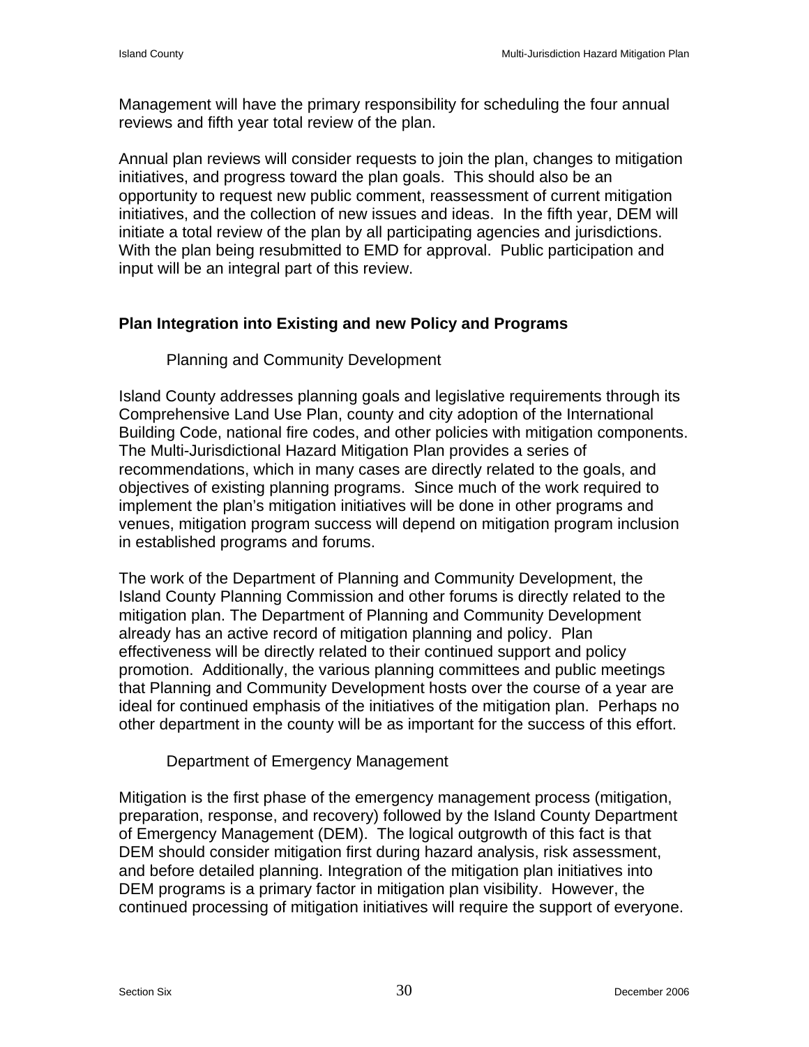Management will have the primary responsibility for scheduling the four annual reviews and fifth year total review of the plan.

Annual plan reviews will consider requests to join the plan, changes to mitigation initiatives, and progress toward the plan goals. This should also be an opportunity to request new public comment, reassessment of current mitigation initiatives, and the collection of new issues and ideas. In the fifth year, DEM will initiate a total review of the plan by all participating agencies and jurisdictions. With the plan being resubmitted to EMD for approval. Public participation and input will be an integral part of this review.

## Plan Integration into Existing and new Policy and Programs

### Planning and Community Development

Island County addresses planning goals and legislative requirements through its Comprehensive Land Use Plan, county and city adoption of the International Building Code, national fire codes, and other policies with mitigation components. The Multi-Jurisdictional Hazard Mitigation Plan provides a series of recommendations, which in many cases are directly related to the goals, and objectives of existing planning programs. Since much of the work required to implement the plan's mitigation initiatives will be done in other programs and venues, mitigation program success will depend on mitigation program inclusion in established programs and forums.

The work of the Department of Planning and Community Development, the Island County Planning Commission and other forums is directly related to the mitigation plan. The Department of Planning and Community Development already has an active record of mitigation planning and policy. Plan effectiveness will be directly related to their continued support and policy promotion. Additionally, the various planning committees and public meetings that Planning and Community Development hosts over the course of a year are ideal for continued emphasis of the initiatives of the mitigation plan. Perhaps no other department in the county will be as important for the success of this effort.

### Department of Emergency Management

Mitigation is the first phase of the emergency management process (mitigation, preparation, response, and recovery) followed by the Island County Department of Emergency Management (DEM). The logical outgrowth of this fact is that DEM should consider mitigation first during hazard analysis, risk assessment, and before detailed planning. Integration of the mitigation plan initiatives into DEM programs is a primary factor in mitigation plan visibility. However, the continued processing of mitigation initiatives will require the support of everyone.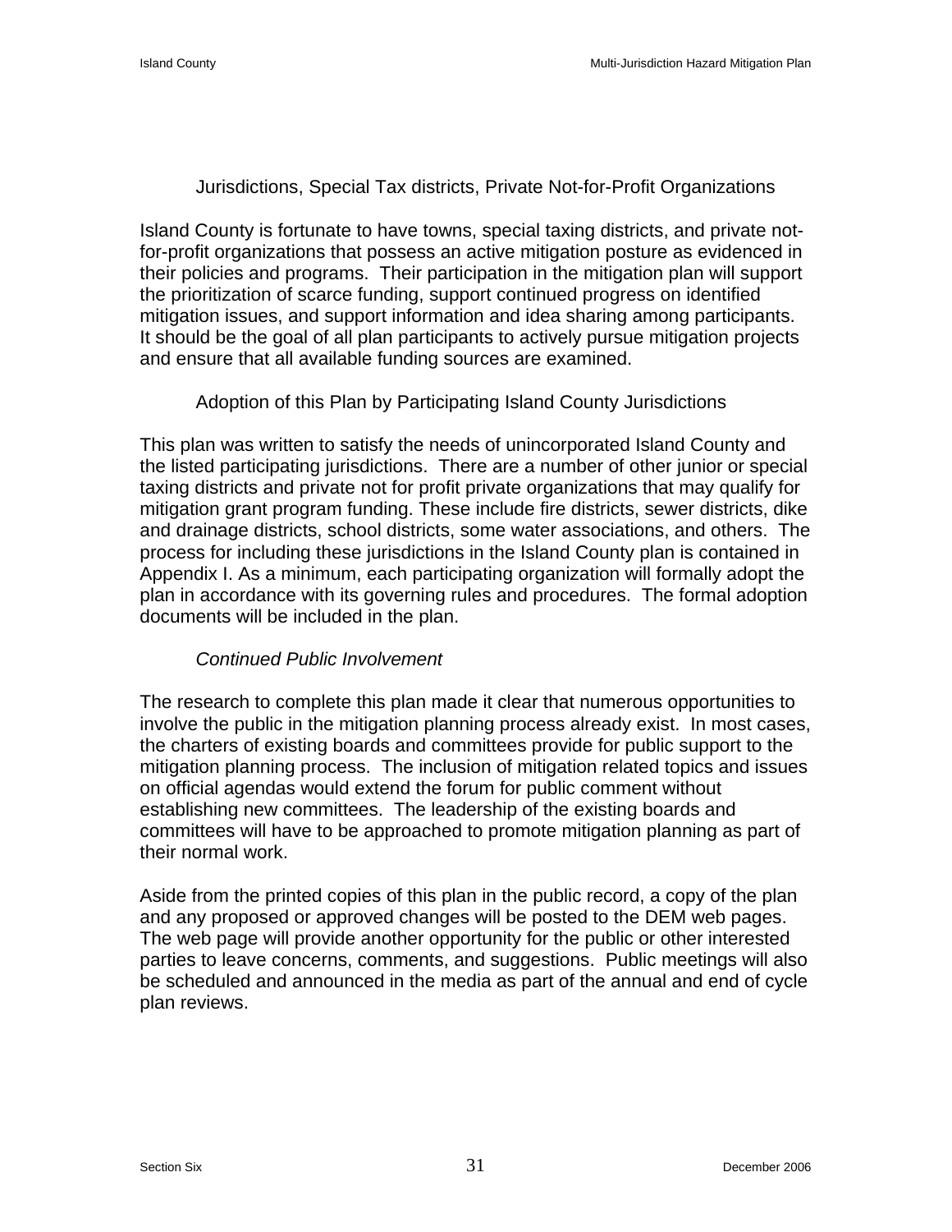### Jurisdictions, Special Tax districts, Private Not-for-Profit Organizations

Island County is fortunate to have towns, special taxing districts, and private not-for-profit organizations that possess an active mitigation posture as evidenced in their policies and programs. Their participation in the mitigation plan will support the prioritization of scarce funding, support continued progress on identified mitigation issues, and support information and idea sharing among participants. It should be the goal of all plan participants to actively pursue mitigation projects and ensure that all available funding sources are examined.

### Adoption of this Plan by Participating Island County Jurisdictions

This plan was written to satisfy the needs of unincorporated Island County and the listed participating jurisdictions. There are a number of other junior or special taxing districts and private not for profit private organizations that may qualify for mitigation grant program funding. These include fire districts, sewer districts, dike and drainage districts, school districts, some water associations, and others. The process for including these jurisdictions in the Island County plan is contained in Appendix I. As a minimum, each participating organization will formally adopt the plan in accordance with its governing rules and procedures. The formal adoption documents will be included in the plan.

### *Continued Public Involvement*

The research to complete this plan made it clear that numerous opportunities to involve the public in the mitigation planning process already exist. In most cases, the charters of existing boards and committees provide for public support to the mitigation planning process. The inclusion of mitigation related topics and issues on official agendas would extend the forum for public comment without establishing new committees. The leadership of the existing boards and committees will have to be approached to promote mitigation planning as part of their normal work.

Aside from the printed copies of this plan in the public record, a copy of the plan and any proposed or approved changes will be posted to the DEM web pages. The web page will provide another opportunity for the public or other interested parties to leave concerns, comments, and suggestions. Public meetings will also be scheduled and announced in the media as part of the annual and end of cycle plan reviews.